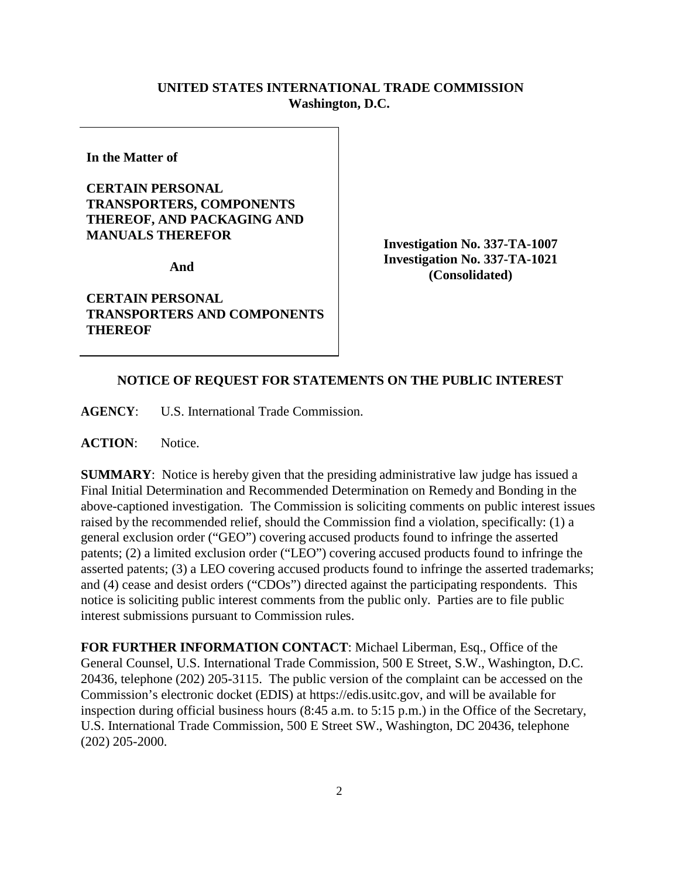**UNITED STATES INTERNATIONAL TRADE COMMISSION**
**Washington, D.C.**

| | |
|---|---|
| **In the Matter of**<br><br>**CERTAIN PERSONAL TRANSPORTERS, COMPONENTS THEREOF, AND PACKAGING AND MANUALS THEREFOR**<br><br>**And**<br><br>**CERTAIN PERSONAL TRANSPORTERS AND COMPONENTS THEREOF** | **Investigation No. 337-TA-1007**<br>**Investigation No. 337-TA-1021**<br>**(Consolidated)** |

## NOTICE OF REQUEST FOR STATEMENTS ON THE PUBLIC INTEREST

**AGENCY**: U.S. International Trade Commission.

**ACTION**: Notice.

**SUMMARY**: Notice is hereby given that the presiding administrative law judge has issued a Final Initial Determination and Recommended Determination on Remedy and Bonding in the above-captioned investigation. The Commission is soliciting comments on public interest issues raised by the recommended relief, should the Commission find a violation, specifically: (1) a general exclusion order ("GEO") covering accused products found to infringe the asserted patents; (2) a limited exclusion order ("LEO") covering accused products found to infringe the asserted patents; (3) a LEO covering accused products found to infringe the asserted trademarks; and (4) cease and desist orders ("CDOs") directed against the participating respondents. This notice is soliciting public interest comments from the public only. Parties are to file public interest submissions pursuant to Commission rules.

**FOR FURTHER INFORMATION CONTACT**: Michael Liberman, Esq., Office of the General Counsel, U.S. International Trade Commission, 500 E Street, S.W., Washington, D.C. 20436, telephone (202) 205-3115. The public version of the complaint can be accessed on the Commission's electronic docket (EDIS) at https://edis.usitc.gov, and will be available for inspection during official business hours (8:45 a.m. to 5:15 p.m.) in the Office of the Secretary, U.S. International Trade Commission, 500 E Street SW., Washington, DC 20436, telephone (202) 205-2000.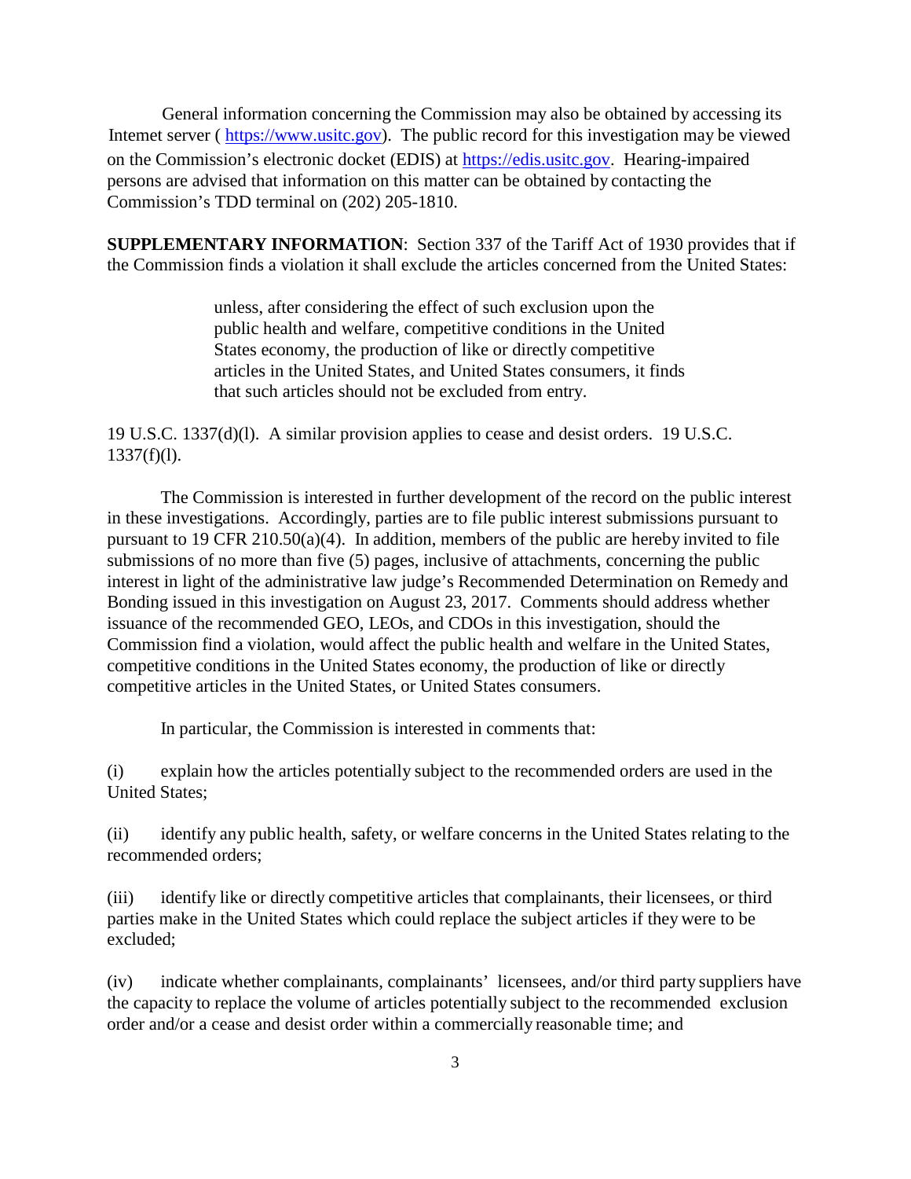General information concerning the Commission may also be obtained by accessing its Intemet server ( https://www.usitc.gov). The public record for this investigation may be viewed on the Commission's electronic docket (EDIS) at https://edis.usitc.gov. Hearing-impaired persons are advised that information on this matter can be obtained by contacting the Commission's TDD terminal on (202) 205-1810.

**SUPPLEMENTARY INFORMATION**: Section 337 of the Tariff Act of 1930 provides that if the Commission finds a violation it shall exclude the articles concerned from the United States:

> unless, after considering the effect of such exclusion upon the public health and welfare, competitive conditions in the United States economy, the production of like or directly competitive articles in the United States, and United States consumers, it finds that such articles should not be excluded from entry.

19 U.S.C. 1337(d)(l). A similar provision applies to cease and desist orders. 19 U.S.C. 1337(f)(l).

The Commission is interested in further development of the record on the public interest in these investigations. Accordingly, parties are to file public interest submissions pursuant to pursuant to 19 CFR 210.50(a)(4). In addition, members of the public are hereby invited to file submissions of no more than five (5) pages, inclusive of attachments, concerning the public interest in light of the administrative law judge's Recommended Determination on Remedy and Bonding issued in this investigation on August 23, 2017. Comments should address whether issuance of the recommended GEO, LEOs, and CDOs in this investigation, should the Commission find a violation, would affect the public health and welfare in the United States, competitive conditions in the United States economy, the production of like or directly competitive articles in the United States, or United States consumers.

In particular, the Commission is interested in comments that:

(i) explain how the articles potentially subject to the recommended orders are used in the United States;

(ii) identify any public health, safety, or welfare concerns in the United States relating to the recommended orders;

(iii) identify like or directly competitive articles that complainants, their licensees, or third parties make in the United States which could replace the subject articles if they were to be excluded;

(iv) indicate whether complainants, complainants' licensees, and/or third party suppliers have the capacity to replace the volume of articles potentially subject to the recommended exclusion order and/or a cease and desist order within a commercially reasonable time; and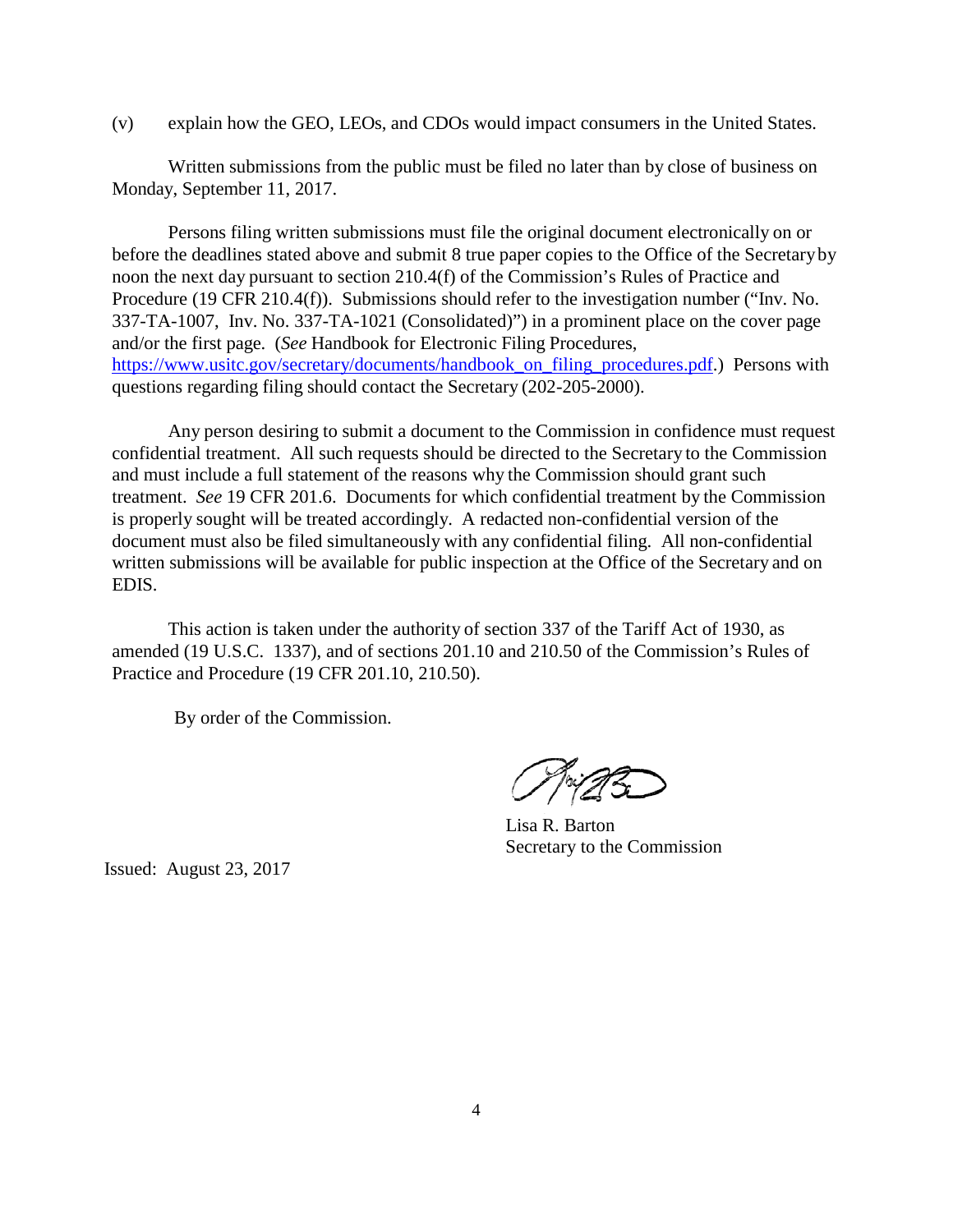(v) explain how the GEO, LEOs, and CDOs would impact consumers in the United States.

Written submissions from the public must be filed no later than by close of business on Monday, September 11, 2017.

Persons filing written submissions must file the original document electronically on or before the deadlines stated above and submit 8 true paper copies to the Office of the Secretary by noon the next day pursuant to section 210.4(f) of the Commission's Rules of Practice and Procedure (19 CFR 210.4(f)). Submissions should refer to the investigation number ("Inv. No. 337-TA-1007, Inv. No. 337-TA-1021 (Consolidated)") in a prominent place on the cover page and/or the first page. (*See* Handbook for Electronic Filing Procedures, https://www.usitc.gov/secretary/documents/handbook_on_filing_procedures.pdf.) Persons with questions regarding filing should contact the Secretary (202-205-2000).

Any person desiring to submit a document to the Commission in confidence must request confidential treatment. All such requests should be directed to the Secretary to the Commission and must include a full statement of the reasons why the Commission should grant such treatment. *See* 19 CFR 201.6. Documents for which confidential treatment by the Commission is properly sought will be treated accordingly. A redacted non-confidential version of the document must also be filed simultaneously with any confidential filing. All non-confidential written submissions will be available for public inspection at the Office of the Secretary and on EDIS.

This action is taken under the authority of section 337 of the Tariff Act of 1930, as amended (19 U.S.C. 1337), and of sections 201.10 and 210.50 of the Commission's Rules of Practice and Procedure (19 CFR 201.10, 210.50).

By order of the Commission.

Lisa R. Barton
Secretary to the Commission

Issued: August 23, 2017